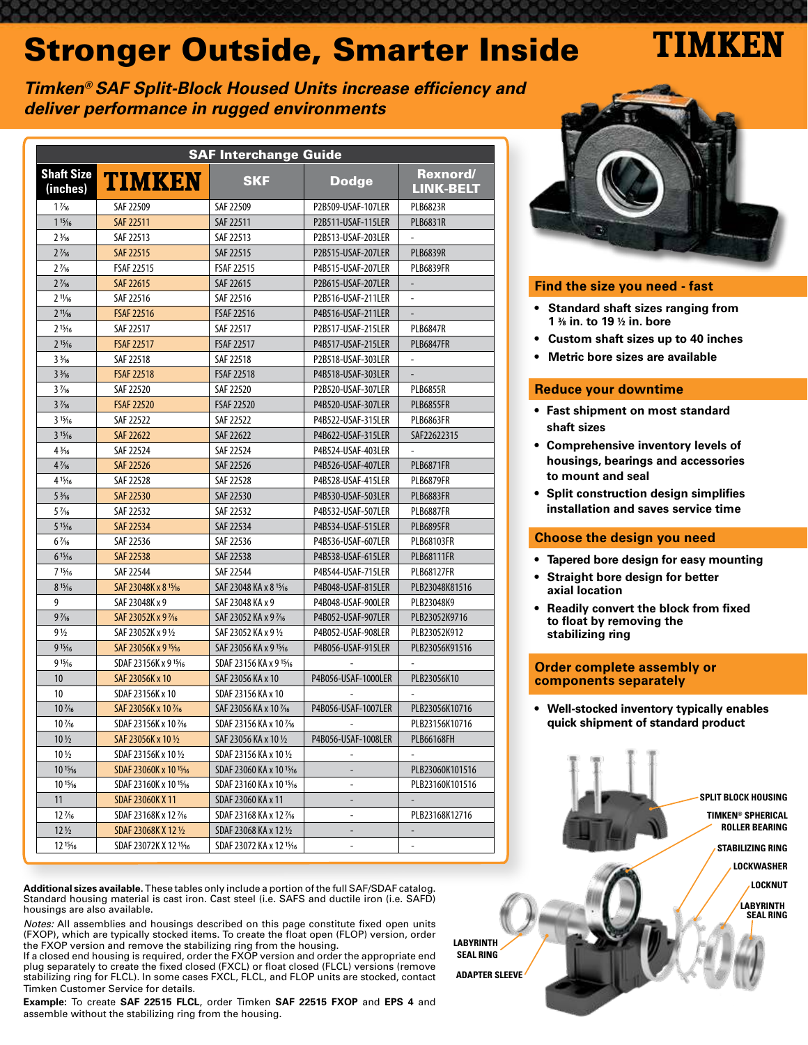# Stronger Outside, Smarter Inside

TIMKEN

*Timken® SAF Split-Block Housed Units increase efficiency and deliver performance in rugged environments*

**SAF Interchange Guide**

| Shaft Size (inches) | TIMKEN | SKF | Dodge | Rexnord/ LINK-BELT |
|---|---|---|---|---|
| 1 7⁄16 | SAF 22509 | SAF 22509 | P2B509-USAF-107LER | PLB6823R |
| 1 15⁄16 | SAF 22511 | SAF 22511 | P2B511-USAF-115LER | PLB6831R |
| 2 3⁄16 | SAF 22513 | SAF 22513 | P2B513-USAF-203LER | - |
| 2 7⁄16 | SAF 22515 | SAF 22515 | P2B515-USAF-207LER | PLB6839R |
| 2 7⁄16 | FSAF 22515 | FSAF 22515 | P4B515-USAF-207LER | PLB6839FR |
| 2 7⁄16 | SAF 22615 | SAF 22615 | P2B615-USAF-207LER | - |
| 2 11⁄16 | SAF 22516 | SAF 22516 | P2B516-USAF-211LER | - |
| 2 11⁄16 | FSAF 22516 | FSAF 22516 | P4B516-USAF-211LER | - |
| 2 15⁄16 | SAF 22517 | SAF 22517 | P2B517-USAF-215LER | PLB6847R |
| 2 15⁄16 | FSAF 22517 | FSAF 22517 | P4B517-USAF-215LER | PLB6847FR |
| 3 3⁄16 | SAF 22518 | SAF 22518 | P2B518-USAF-303LER | - |
| 3 3⁄16 | FSAF 22518 | FSAF 22518 | P4B518-USAF-303LER | - |
| 3 7⁄16 | SAF 22520 | SAF 22520 | P2B520-USAF-307LER | PLB6855R |
| 3 7⁄16 | FSAF 22520 | FSAF 22520 | P4B520-USAF-307LER | PLB6855FR |
| 3 15⁄16 | SAF 22522 | SAF 22522 | P4B522-USAF-315LER | PLB6863FR |
| 3 15⁄16 | SAF 22622 | SAF 22622 | P4B622-USAF-315LER | SAF22622315 |
| 4 3⁄16 | SAF 22524 | SAF 22524 | P4B524-USAF-403LER | - |
| 4 7⁄16 | SAF 22526 | SAF 22526 | P4B526-USAF-407LER | PLB6871FR |
| 4 15⁄16 | SAF 22528 | SAF 22528 | P4B528-USAF-415LER | PLB6879FR |
| 5 3⁄16 | SAF 22530 | SAF 22530 | P4B530-USAF-503LER | PLB6883FR |
| 5 7⁄16 | SAF 22532 | SAF 22532 | P4B532-USAF-507LER | PLB6887FR |
| 5 15⁄16 | SAF 22534 | SAF 22534 | P4B534-USAF-515LER | PLB6895FR |
| 6 7⁄16 | SAF 22536 | SAF 22536 | P4B536-USAF-607LER | PLB68103FR |
| 6 15⁄16 | SAF 22538 | SAF 22538 | P4B538-USAF-615LER | PLB68111FR |
| 7 15⁄16 | SAF 22544 | SAF 22544 | P4B544-USAF-715LER | PLB68127FR |
| 8 15⁄16 | SAF 23048K x 8 15⁄16 | SAF 23048 KA x 8 15⁄16 | P4B048-USAF-815LER | PLB23048K81516 |
| 9 | SAF 23048K x 9 | SAF 23048 KA x 9 | P4B048-USAF-900LER | PLB23048K9 |
| 9 7⁄16 | SAF 23052K x 9 7⁄16 | SAF 23052 KA x 9 7⁄16 | P4B052-USAF-907LER | PLB23052K9716 |
| 9 ½ | SAF 23052K x 9 ½ | SAF 23052 KA x 9 ½ | P4B052-USAF-908LER | PLB23052K912 |
| 9 15⁄16 | SAF 23056K x 9 15⁄16 | SAF 23056 KA x 9 15⁄16 | P4B056-USAF-915LER | PLB23056K91516 |
| 9 15⁄16 | SDAF 23156K x 9 15⁄16 | SDAF 23156 KA x 9 15⁄16 | - | - |
| 10 | SAF 23056K x 10 | SAF 23056 KA x 10 | P4B056-USAF-1000LER | PLB23056K10 |
| 10 | SDAF 23156K x 10 | SDAF 23156 KA x 10 | - | - |
| 10 7⁄16 | SAF 23056K x 10 7⁄16 | SAF 23056 KA x 10 7⁄16 | P4B056-USAF-1007LER | PLB23056K10716 |
| 10 7⁄16 | SDAF 23156K x 10 7⁄16 | SDAF 23156 KA x 10 7⁄16 | - | PLB23156K10716 |
| 10 ½ | SAF 23056K x 10 ½ | SAF 23056 KA x 10 ½ | P4B056-USAF-1008LER | PLB66168FH |
| 10 ½ | SDAF 23156K x 10 ½ | SDAF 23156 KA x 10 ½ | - | - |
| 10 15⁄16 | SDAF 23060K x 10 15⁄16 | SDAF 23060 KA x 10 15⁄16 | - | PLB23060K101516 |
| 10 15⁄16 | SDAF 23160K x 10 15⁄16 | SDAF 23160 KA x 10 15⁄16 | - | PLB23160K101516 |
| 11 | SDAF 23060K X 11 | SDAF 23060 KA x 11 | - | - |
| 12 7⁄16 | SDAF 23168K x 12 7⁄16 | SDAF 23168 KA x 12 7⁄16 | - | PLB23168K12716 |
| 12 ½ | SDAF 23068K X 12 ½ | SDAF 23068 KA x 12 ½ | - | - |
| 12 15⁄16 | SDAF 23072K X 12 15⁄16 | SDAF 23072 KA x 12 15⁄16 | - | - |

**Additional sizes available.** These tables only include a portion of the full SAF/SDAF catalog. Standard housing material is cast iron. Cast steel (i.e. SAFS and ductile iron (i.e. SAFD) housings are also available.

*Notes:* All assemblies and housings described on this page constitute fixed open units (FXOP), which are typically stocked items. To create the float open (FLOP) version, order the FXOP version and remove the stabilizing ring from the housing.

If a closed end housing is required, order the FXOP version and order the appropriate end plug separately to create the fixed closed (FXCL) or float closed (FLCL) versions (remove stabilizing ring for FLCL). In some cases FXCL, FLCL, and FLOP units are stocked, contact Timken Customer Service for details.

**Example:** To create **SAF 22515 FLCL**, order Timken **SAF 22515 FXOP** and **EPS 4** and assemble without the stabilizing ring from the housing.

## Find the size you need - fast

- Standard shaft sizes ranging from 1 3⁄8 in. to 19 ½ in. bore
- Custom shaft sizes up to 40 inches
- Metric bore sizes are available

## Reduce your downtime

- Fast shipment on most standard shaft sizes
- Comprehensive inventory levels of housings, bearings and accessories to mount and seal
- Split construction design simplifies installation and saves service time

## Choose the design you need

- Tapered bore design for easy mounting
- Straight bore design for better axial location
- Readily convert the block from fixed to float by removing the stabilizing ring

## Order complete assembly or components separately

- Well-stocked inventory typically enables quick shipment of standard product

SPLIT BLOCK HOUSING
TIMKEN® SPHERICAL ROLLER BEARING
STABILIZING RING
LOCKWASHER
LOCKNUT
LABYRINTH SEAL RING
LABYRINTH SEAL RING
ADAPTER SLEEVE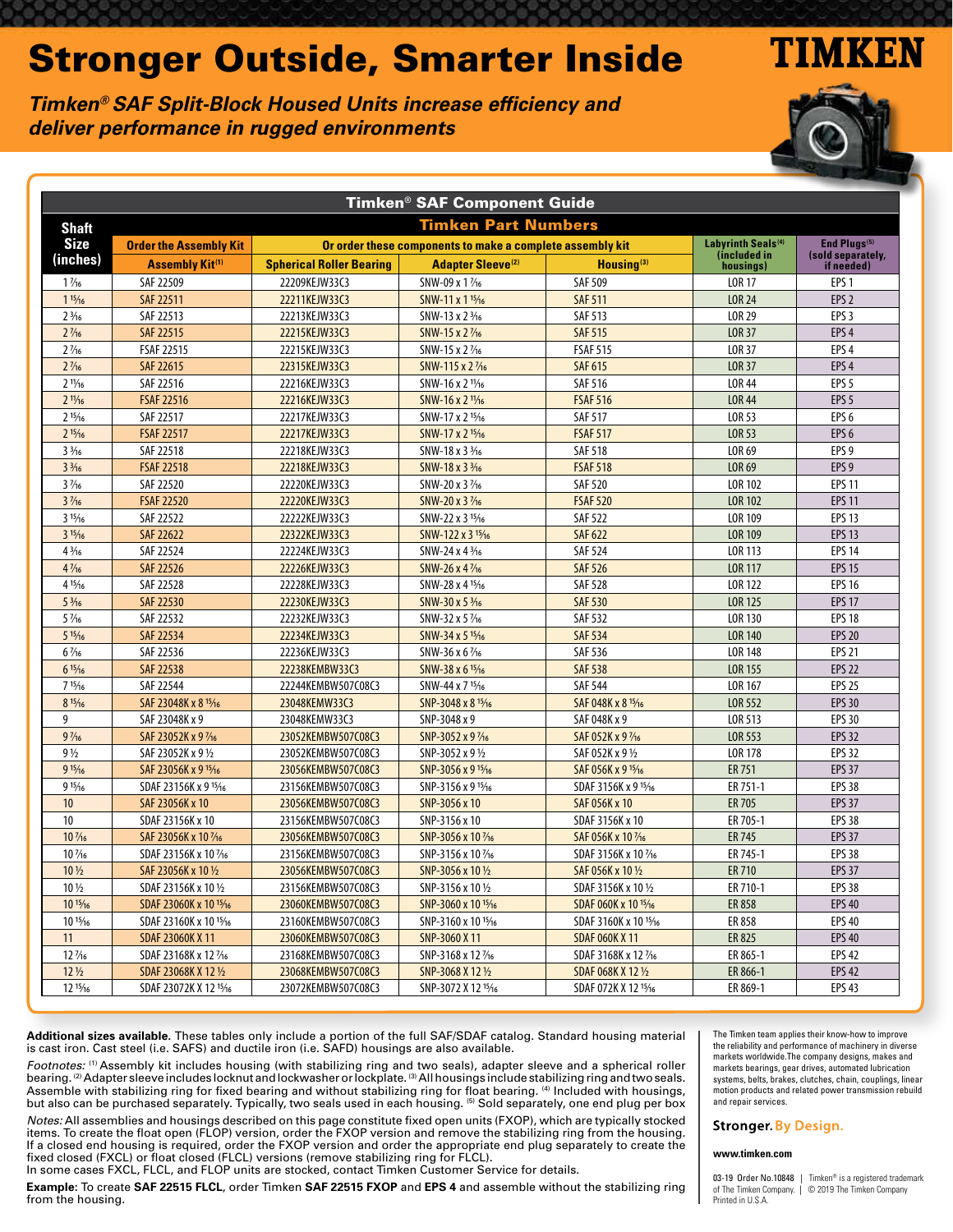# Stronger Outside, Smarter Inside

TIMKEN

*Timken® SAF Split-Block Housed Units increase efficiency and deliver performance in rugged environments*

| Timken® SAF Component Guide | | | | | | |
|---|---|---|---|---|---|---|
| Shaft Size (inches) | Timken Part Numbers | | | | | |
| | Order the Assembly Kit | Or order these components to make a complete assembly kit | | | Labyrinth Seals[4] (included in housings) | End Plugs[5] (sold separately, if needed) |
| | Assembly Kit[1] | Spherical Roller Bearing | Adapter Sleeve[2] | Housing[3] | | |
| 1 7⁄16 | SAF 22509 | 22209KEJW33C3 | SNW-09 x 1 7⁄16 | SAF 509 | LOR 17 | EPS 1 |
| 1 15⁄16 | SAF 22511 | 22211KEJW33C3 | SNW-11 x 1 15⁄16 | SAF 511 | LOR 24 | EPS 2 |
| 2 3⁄16 | SAF 22513 | 22213KEJW33C3 | SNW-13 x 2 3⁄16 | SAF 513 | LOR 29 | EPS 3 |
| 2 7⁄16 | SAF 22515 | 22215KEJW33C3 | SNW-15 x 2 7⁄16 | SAF 515 | LOR 37 | EPS 4 |
| 2 7⁄16 | FSAF 22515 | 22215KEJW33C3 | SNW-15 x 2 7⁄16 | FSAF 515 | LOR 37 | EPS 4 |
| 2 7⁄16 | SAF 22615 | 22315KEJW33C3 | SNW-115 x 2 7⁄16 | SAF 615 | LOR 37 | EPS 4 |
| 2 11⁄16 | SAF 22516 | 22216KEJW33C3 | SNW-16 x 2 11⁄16 | SAF 516 | LOR 44 | EPS 5 |
| 2 11⁄16 | FSAF 22516 | 22216KEJW33C3 | SNW-16 x 2 11⁄16 | FSAF 516 | LOR 44 | EPS 5 |
| 2 15⁄16 | SAF 22517 | 22217KEJW33C3 | SNW-17 x 2 15⁄16 | SAF 517 | LOR 53 | EPS 6 |
| 2 15⁄16 | FSAF 22517 | 22217KEJW33C3 | SNW-17 x 2 15⁄16 | FSAF 517 | LOR 53 | EPS 6 |
| 3 3⁄16 | SAF 22518 | 22218KEJW33C3 | SNW-18 x 3 3⁄16 | SAF 518 | LOR 69 | EPS 9 |
| 3 3⁄16 | FSAF 22518 | 22218KEJW33C3 | SNW-18 x 3 3⁄16 | FSAF 518 | LOR 69 | EPS 9 |
| 3 7⁄16 | SAF 22520 | 22220KEJW33C3 | SNW-20 x 3 7⁄16 | SAF 520 | LOR 102 | EPS 11 |
| 3 7⁄16 | FSAF 22520 | 22220KEJW33C3 | SNW-20 x 3 7⁄16 | FSAF 520 | LOR 102 | EPS 11 |
| 3 15⁄16 | SAF 22522 | 22222KEJW33C3 | SNW-22 x 3 15⁄16 | SAF 522 | LOR 109 | EPS 13 |
| 3 15⁄16 | SAF 22622 | 22322KEJW33C3 | SNW-122 x 3 15⁄16 | SAF 622 | LOR 109 | EPS 13 |
| 4 3⁄16 | SAF 22524 | 22224KEJW33C3 | SNW-24 x 4 3⁄16 | SAF 524 | LOR 113 | EPS 14 |
| 4 7⁄16 | SAF 22526 | 22226KEJW33C3 | SNW-26 x 4 7⁄16 | SAF 526 | LOR 117 | EPS 15 |
| 4 15⁄16 | SAF 22528 | 22228KEJW33C3 | SNW-28 x 4 15⁄16 | SAF 528 | LOR 122 | EPS 16 |
| 5 3⁄16 | SAF 22530 | 22230KEJW33C3 | SNW-30 x 5 3⁄16 | SAF 530 | LOR 125 | EPS 17 |
| 5 7⁄16 | SAF 22532 | 22232KEJW33C3 | SNW-32 x 5 7⁄16 | SAF 532 | LOR 130 | EPS 18 |
| 5 15⁄16 | SAF 22534 | 22234KEJW33C3 | SNW-34 x 5 15⁄16 | SAF 534 | LOR 140 | EPS 20 |
| 6 7⁄16 | SAF 22536 | 22236KEJW33C3 | SNW-36 x 6 7⁄16 | SAF 536 | LOR 148 | EPS 21 |
| 6 15⁄16 | SAF 22538 | 22238KEMBW33C3 | SNW-38 x 6 15⁄16 | SAF 538 | LOR 155 | EPS 22 |
| 7 15⁄16 | SAF 22544 | 22244KEMBW507C08C3 | SNW-44 x 7 15⁄16 | SAF 544 | LOR 167 | EPS 25 |
| 8 15⁄16 | SAF 23048K x 8 15⁄16 | 23048KEMW33C3 | SNP-3048 x 8 15⁄16 | SAF 048K x 8 15⁄16 | LOR 552 | EPS 30 |
| 9 | SAF 23048K x 9 | 23048KEMW33C3 | SNP-3048 x 9 | SAF 048K x 9 | LOR 513 | EPS 30 |
| 9 7⁄16 | SAF 23052K x 9 7⁄16 | 23052KEMBW507C08C3 | SNP-3052 x 9 7⁄16 | SAF 052K x 9 7⁄16 | LOR 553 | EPS 32 |
| 9 ½ | SAF 23052K x 9 ½ | 23052KEMBW507C08C3 | SNP-3052 x 9 ½ | SAF 052K x 9 ½ | LOR 178 | EPS 32 |
| 9 15⁄16 | SAF 23056K x 9 15⁄16 | 23056KEMBW507C08C3 | SNP-3056 x 9 15⁄16 | SAF 056K x 9 15⁄16 | ER 751 | EPS 37 |
| 9 15⁄16 | SDAF 23156K x 9 15⁄16 | 23156KEMBW507C08C3 | SNP-3156 x 9 15⁄16 | SDAF 3156K x 9 15⁄16 | ER 751-1 | EPS 38 |
| 10 | SAF 23056K x 10 | 23056KEMBW507C08C3 | SNP-3056 x 10 | SAF 056K x 10 | ER 705 | EPS 37 |
| 10 | SDAF 23156K x 10 | 23156KEMBW507C08C3 | SNP-3156 x 10 | SDAF 3156K x 10 | ER 705-1 | EPS 38 |
| 10 7⁄16 | SAF 23056K x 10 7⁄16 | 23056KEMBW507C08C3 | SNP-3056 x 10 7⁄16 | SAF 056K x 10 7⁄16 | ER 745 | EPS 37 |
| 10 7⁄16 | SDAF 23156K x 10 7⁄16 | 23156KEMBW507C08C3 | SNP-3156 x 10 7⁄16 | SDAF 3156K x 10 7⁄16 | ER 745-1 | EPS 38 |
| 10 ½ | SAF 23056K x 10 ½ | 23056KEMBW507C08C3 | SNP-3056 x 10 ½ | SAF 056K x 10 ½ | ER 710 | EPS 37 |
| 10 ½ | SDAF 23156K x 10 ½ | 23156KEMBW507C08C3 | SNP-3156 x 10 ½ | SDAF 3156K x 10 ½ | ER 710-1 | EPS 38 |
| 10 15⁄16 | SDAF 23060K x 10 15⁄16 | 23060KEMBW507C08C3 | SNP-3060 x 10 15⁄16 | SDAF 060K x 10 15⁄16 | ER 858 | EPS 40 |
| 10 15⁄16 | SDAF 23160K x 10 15⁄16 | 23160KEMBW507C08C3 | SNP-3160 x 10 15⁄16 | SDAF 3160K x 10 15⁄16 | ER 858 | EPS 40 |
| 11 | SDAF 23060K X 11 | 23060KEMBW507C08C3 | SNP-3060 X 11 | SDAF 060K X 11 | ER 825 | EPS 40 |
| 12 7⁄16 | SDAF 23168K x 12 7⁄16 | 23168KEMBW507C08C3 | SNP-3168 x 12 7⁄16 | SDAF 3168K x 12 7⁄16 | ER 865-1 | EPS 42 |
| 12 ½ | SDAF 23068K X 12 ½ | 23068KEMBW507C08C3 | SNP-3068 X 12 ½ | SDAF 068K X 12 ½ | ER 866-1 | EPS 42 |
| 12 15⁄16 | SDAF 23072K X 12 15⁄16 | 23072KEMBW507C08C3 | SNP-3072 X 12 15⁄16 | SDAF 072K X 12 15⁄16 | ER 869-1 | EPS 43 |

**Additional sizes available.** These tables only include a portion of the full SAF/SDAF catalog. Standard housing material is cast iron. Cast steel (i.e. SAFS) and ductile iron (i.e. SAFD) housings are also available.

*Footnotes:* [1] Assembly kit includes housing (with stabilizing ring and two seals), adapter sleeve and a spherical roller bearing. [2] Adapter sleeve includes locknut and lockwasher or lockplate. [3] All housings include stabilizing ring and two seals. Assemble with stabilizing ring for fixed bearing and without stabilizing ring for float bearing. [4] Included with housings, but also can be purchased separately. Typically, two seals used in each housing. [5] Sold separately, one end plug per box

*Notes:* All assemblies and housings described on this page constitute fixed open units (FXOP), which are typically stocked items. To create the float open (FLOP) version, order the FXOP version and remove the stabilizing ring from the housing. If a closed end housing is required, order the FXOP version and order the appropriate end plug separately to create the fixed closed (FXCL) or float closed (FLCL) versions (remove stabilizing ring for FLCL).
In some cases FXCL, FLCL, and FLOP units are stocked, contact Timken Customer Service for details.

**Example:** To create **SAF 22515 FLCL**, order Timken **SAF 22515 FXOP** and **EPS 4** and assemble without the stabilizing ring from the housing.

The Timken team applies their know-how to improve the reliability and performance of machinery in diverse markets worldwide. The company designs, makes and markets bearings, gear drives, automated lubrication systems, belts, brakes, clutches, chain, couplings, linear motion products and related power transmission rebuild and repair services.

**Stronger. By Design.**

**www.timken.com**

03-19 Order No.10848 | Timken® is a registered trademark of The Timken Company. | © 2019 The Timken Company Printed in U.S.A.